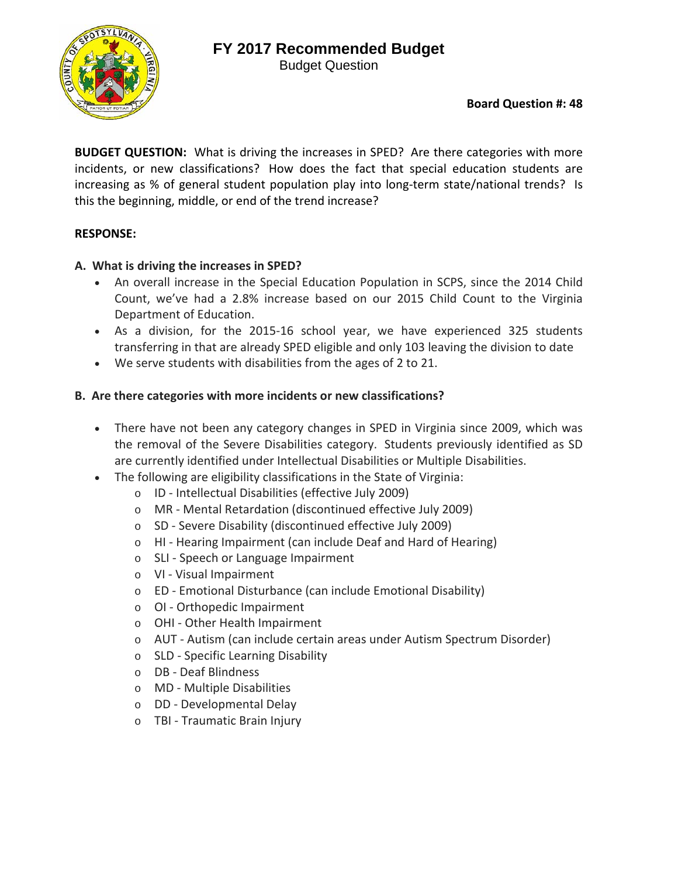# FY 2017 Recommended Budget

Budget Question

**Board Question #: 48**

**BUDGET QUESTION:** What is driving the increases in SPED? Are there categories with more incidents, or new classifications? How does the fact that special education students are increasing as % of general student population play into long-term state/national trends? Is this the beginning, middle, or end of the trend increase?

**RESPONSE:**

**A. What is driving the increases in SPED?**

- An overall increase in the Special Education Population in SCPS, since the 2014 Child Count, we've had a 2.8% increase based on our 2015 Child Count to the Virginia Department of Education.
- As a division, for the 2015-16 school year, we have experienced 325 students transferring in that are already SPED eligible and only 103 leaving the division to date
- We serve students with disabilities from the ages of 2 to 21.

**B. Are there categories with more incidents or new classifications?**

- There have not been any category changes in SPED in Virginia since 2009, which was the removal of the Severe Disabilities category. Students previously identified as SD are currently identified under Intellectual Disabilities or Multiple Disabilities.
- The following are eligibility classifications in the State of Virginia:
  - ID - Intellectual Disabilities (effective July 2009)
  - MR - Mental Retardation (discontinued effective July 2009)
  - SD - Severe Disability (discontinued effective July 2009)
  - HI - Hearing Impairment (can include Deaf and Hard of Hearing)
  - SLI - Speech or Language Impairment
  - VI - Visual Impairment
  - ED - Emotional Disturbance (can include Emotional Disability)
  - OI - Orthopedic Impairment
  - OHI - Other Health Impairment
  - AUT - Autism (can include certain areas under Autism Spectrum Disorder)
  - SLD - Specific Learning Disability
  - DB - Deaf Blindness
  - MD - Multiple Disabilities
  - DD - Developmental Delay
  - TBI - Traumatic Brain Injury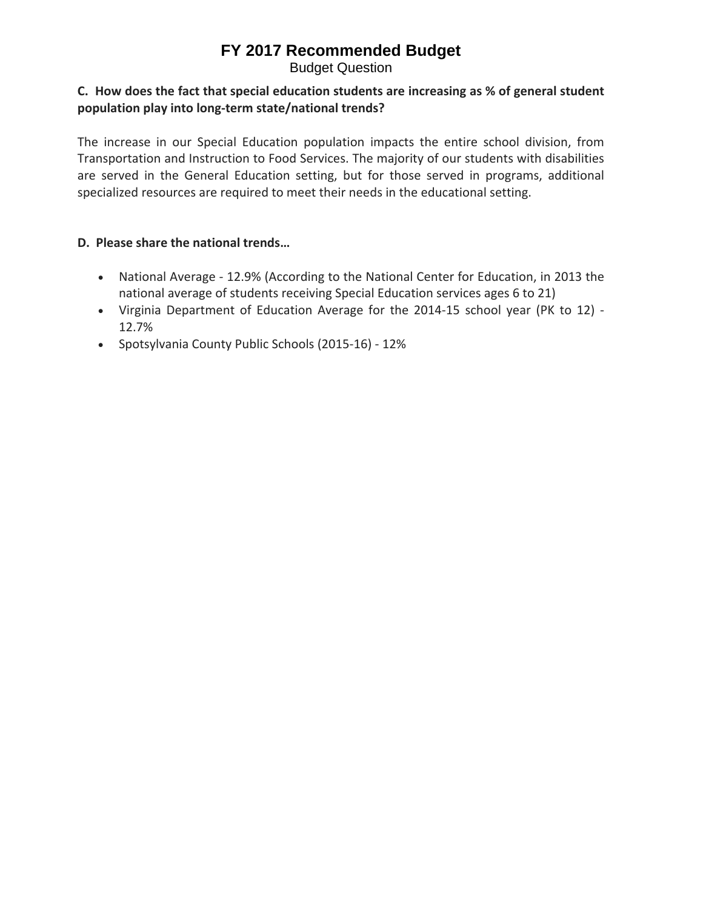# FY 2017 Recommended Budget

Budget Question

**C. How does the fact that special education students are increasing as % of general student population play into long-term state/national trends?**

The increase in our Special Education population impacts the entire school division, from Transportation and Instruction to Food Services. The majority of our students with disabilities are served in the General Education setting, but for those served in programs, additional specialized resources are required to meet their needs in the educational setting.

**D. Please share the national trends…**

- National Average - 12.9% (According to the National Center for Education, in 2013 the national average of students receiving Special Education services ages 6 to 21)
- Virginia Department of Education Average for the 2014-15 school year (PK to 12) - 12.7%
- Spotsylvania County Public Schools (2015-16) - 12%